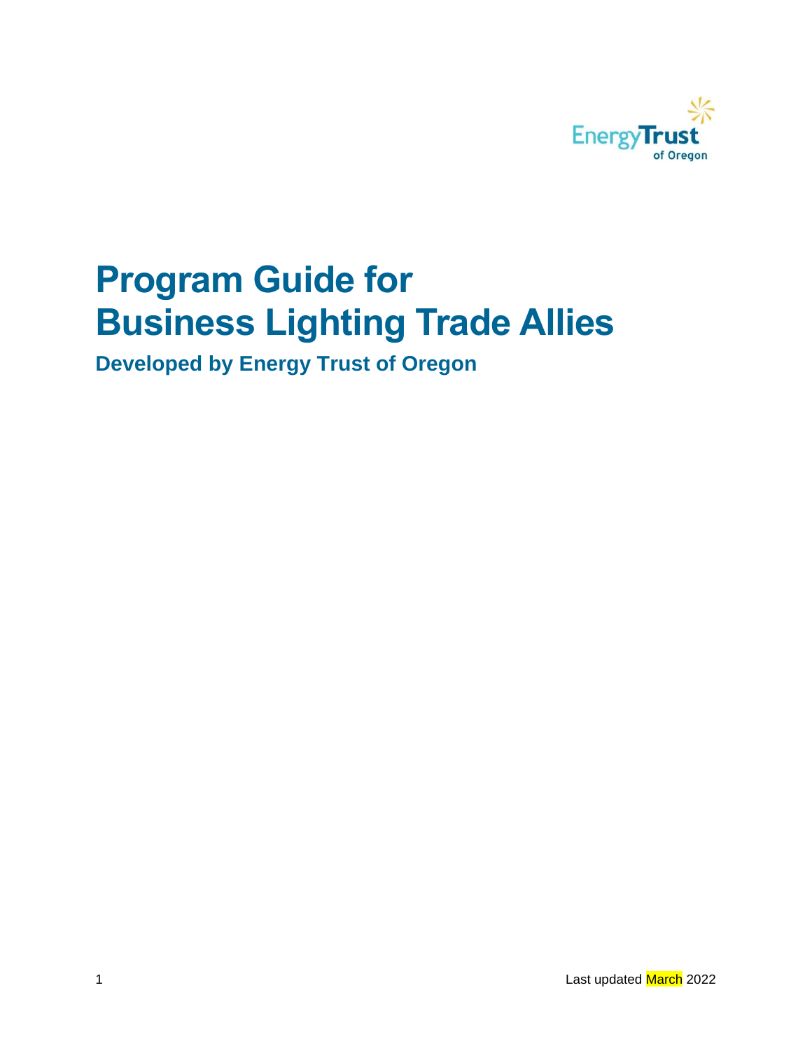# Program Guide for Business Lighting Trade Allies

## Developed by Energy Trust of Oregon

Last updated March 2022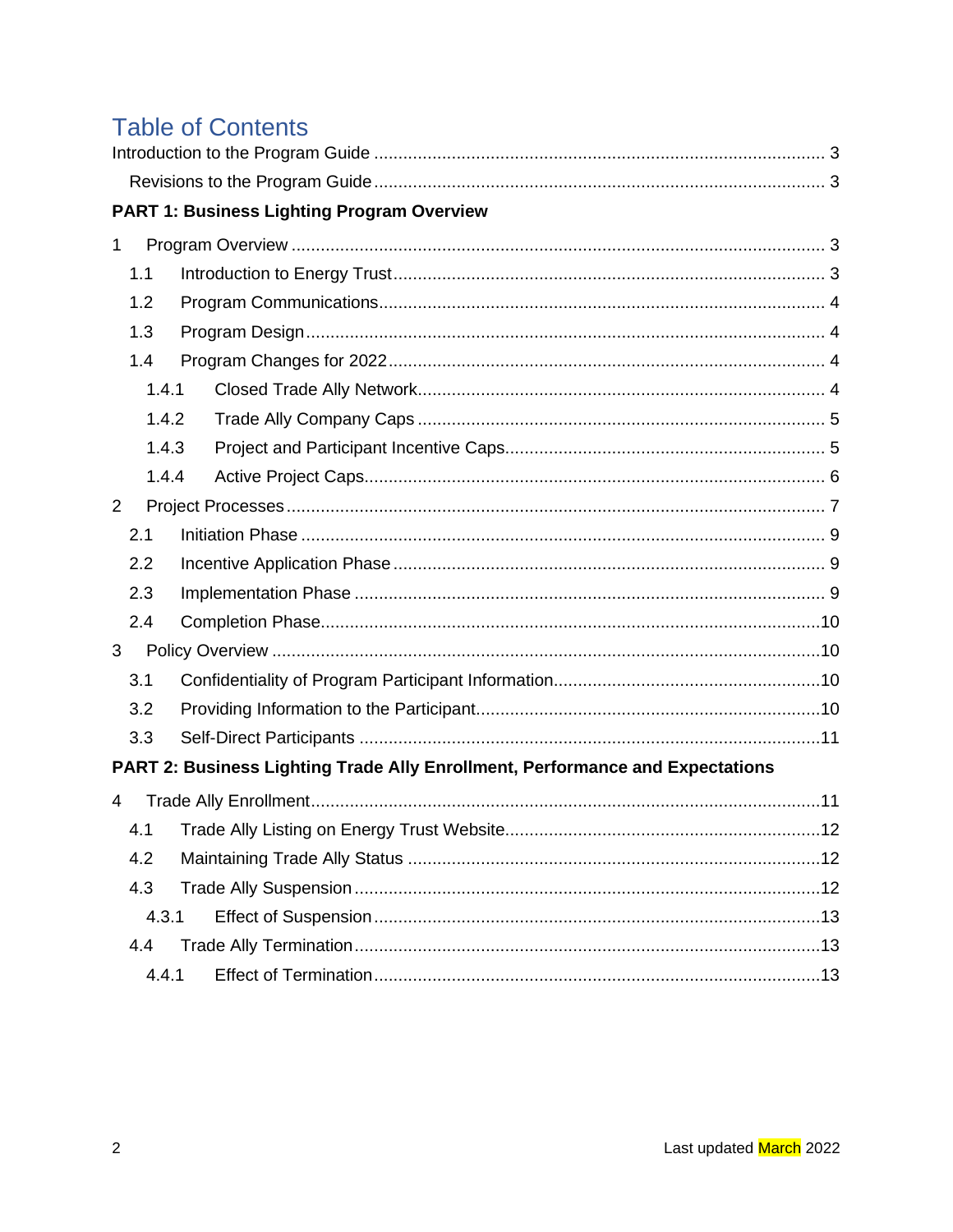# Table of Contents

Introduction to the Program Guide ........................................................................................... 3

Revisions to the Program Guide ........................................................................................... 3

**PART 1: Business Lighting Program Overview**

1 Program Overview ........................................................................................... 3

1.1 Introduction to Energy Trust ........................................................................................... 3

1.2 Program Communications ........................................................................................... 4

1.3 Program Design ........................................................................................... 4

1.4 Program Changes for 2022 ........................................................................................... 4

1.4.1 Closed Trade Ally Network ........................................................................................... 4

1.4.2 Trade Ally Company Caps ........................................................................................... 5

1.4.3 Project and Participant Incentive Caps ........................................................................................... 5

1.4.4 Active Project Caps ........................................................................................... 6

2 Project Processes ........................................................................................... 7

2.1 Initiation Phase ........................................................................................... 9

2.2 Incentive Application Phase ........................................................................................... 9

2.3 Implementation Phase ........................................................................................... 9

2.4 Completion Phase ........................................................................................... 10

3 Policy Overview ........................................................................................... 10

3.1 Confidentiality of Program Participant Information ........................................................................................... 10

3.2 Providing Information to the Participant ........................................................................................... 10

3.3 Self-Direct Participants ........................................................................................... 11

**PART 2: Business Lighting Trade Ally Enrollment, Performance and Expectations**

4 Trade Ally Enrollment ........................................................................................... 11

4.1 Trade Ally Listing on Energy Trust Website ........................................................................................... 12

4.2 Maintaining Trade Ally Status ........................................................................................... 12

4.3 Trade Ally Suspension ........................................................................................... 12

4.3.1 Effect of Suspension ........................................................................................... 13

4.4 Trade Ally Termination ........................................................................................... 13

4.4.1 Effect of Termination ........................................................................................... 13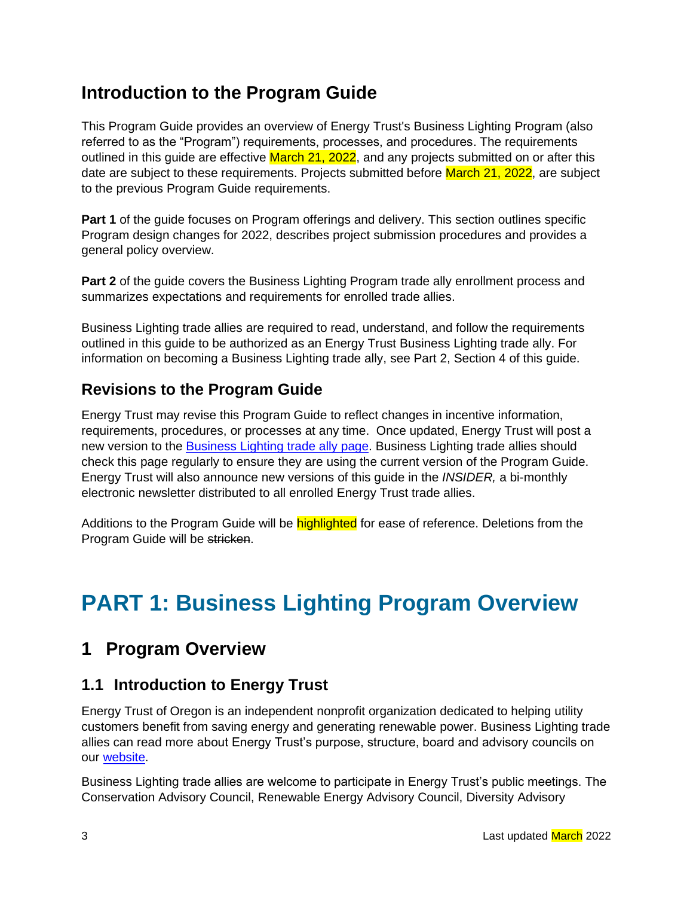## Introduction to the Program Guide

This Program Guide provides an overview of Energy Trust's Business Lighting Program (also referred to as the "Program") requirements, processes, and procedures. The requirements outlined in this guide are effective March 21, 2022, and any projects submitted on or after this date are subject to these requirements. Projects submitted before March 21, 2022, are subject to the previous Program Guide requirements.

**Part 1** of the guide focuses on Program offerings and delivery. This section outlines specific Program design changes for 2022, describes project submission procedures and provides a general policy overview.

**Part 2** of the guide covers the Business Lighting Program trade ally enrollment process and summarizes expectations and requirements for enrolled trade allies.

Business Lighting trade allies are required to read, understand, and follow the requirements outlined in this guide to be authorized as an Energy Trust Business Lighting trade ally. For information on becoming a Business Lighting trade ally, see Part 2, Section 4 of this guide.

### Revisions to the Program Guide

Energy Trust may revise this Program Guide to reflect changes in incentive information, requirements, procedures, or processes at any time. Once updated, Energy Trust will post a new version to the [Business Lighting trade ally page](). Business Lighting trade allies should check this page regularly to ensure they are using the current version of the Program Guide. Energy Trust will also announce new versions of this guide in the *INSIDER,* a bi-monthly electronic newsletter distributed to all enrolled Energy Trust trade allies.

Additions to the Program Guide will be highlighted for ease of reference. Deletions from the Program Guide will be ~~stricken~~.

# PART 1: Business Lighting Program Overview

## 1 Program Overview

### 1.1 Introduction to Energy Trust

Energy Trust of Oregon is an independent nonprofit organization dedicated to helping utility customers benefit from saving energy and generating renewable power. Business Lighting trade allies can read more about Energy Trust's purpose, structure, board and advisory councils on our [website]().

Business Lighting trade allies are welcome to participate in Energy Trust's public meetings. The Conservation Advisory Council, Renewable Energy Advisory Council, Diversity Advisory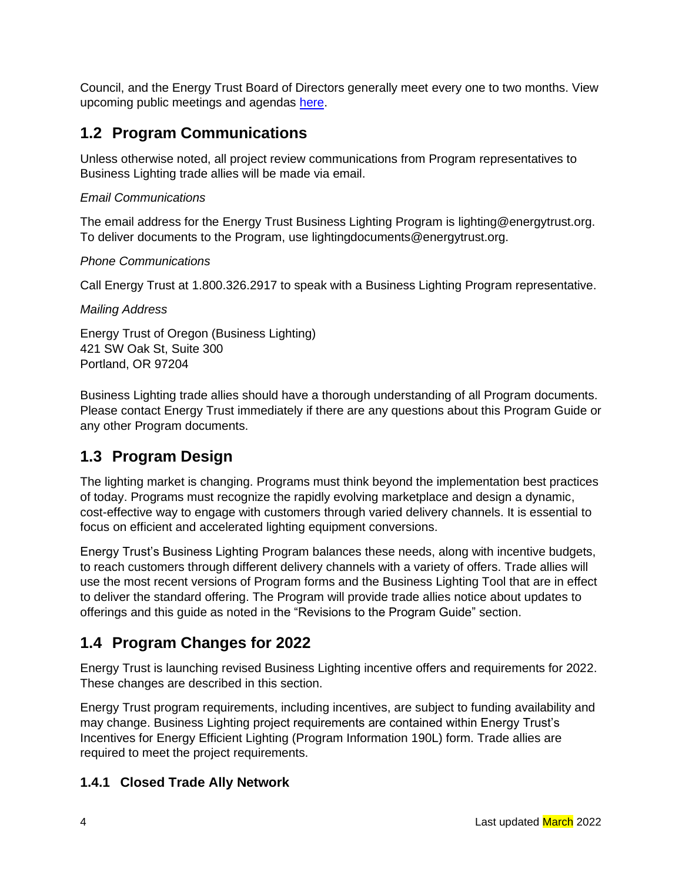Council, and the Energy Trust Board of Directors generally meet every one to two months. View upcoming public meetings and agendas here.

## 1.2 Program Communications

Unless otherwise noted, all project review communications from Program representatives to Business Lighting trade allies will be made via email.

*Email Communications*

The email address for the Energy Trust Business Lighting Program is lighting@energytrust.org. To deliver documents to the Program, use lightingdocuments@energytrust.org.

*Phone Communications*

Call Energy Trust at 1.800.326.2917 to speak with a Business Lighting Program representative.

*Mailing Address*

Energy Trust of Oregon (Business Lighting)
421 SW Oak St, Suite 300
Portland, OR 97204

Business Lighting trade allies should have a thorough understanding of all Program documents. Please contact Energy Trust immediately if there are any questions about this Program Guide or any other Program documents.

## 1.3 Program Design

The lighting market is changing. Programs must think beyond the implementation best practices of today. Programs must recognize the rapidly evolving marketplace and design a dynamic, cost-effective way to engage with customers through varied delivery channels. It is essential to focus on efficient and accelerated lighting equipment conversions.

Energy Trust's Business Lighting Program balances these needs, along with incentive budgets, to reach customers through different delivery channels with a variety of offers. Trade allies will use the most recent versions of Program forms and the Business Lighting Tool that are in effect to deliver the standard offering. The Program will provide trade allies notice about updates to offerings and this guide as noted in the "Revisions to the Program Guide" section.

## 1.4 Program Changes for 2022

Energy Trust is launching revised Business Lighting incentive offers and requirements for 2022. These changes are described in this section.

Energy Trust program requirements, including incentives, are subject to funding availability and may change. Business Lighting project requirements are contained within Energy Trust's Incentives for Energy Efficient Lighting (Program Information 190L) form. Trade allies are required to meet the project requirements.

### 1.4.1 Closed Trade Ally Network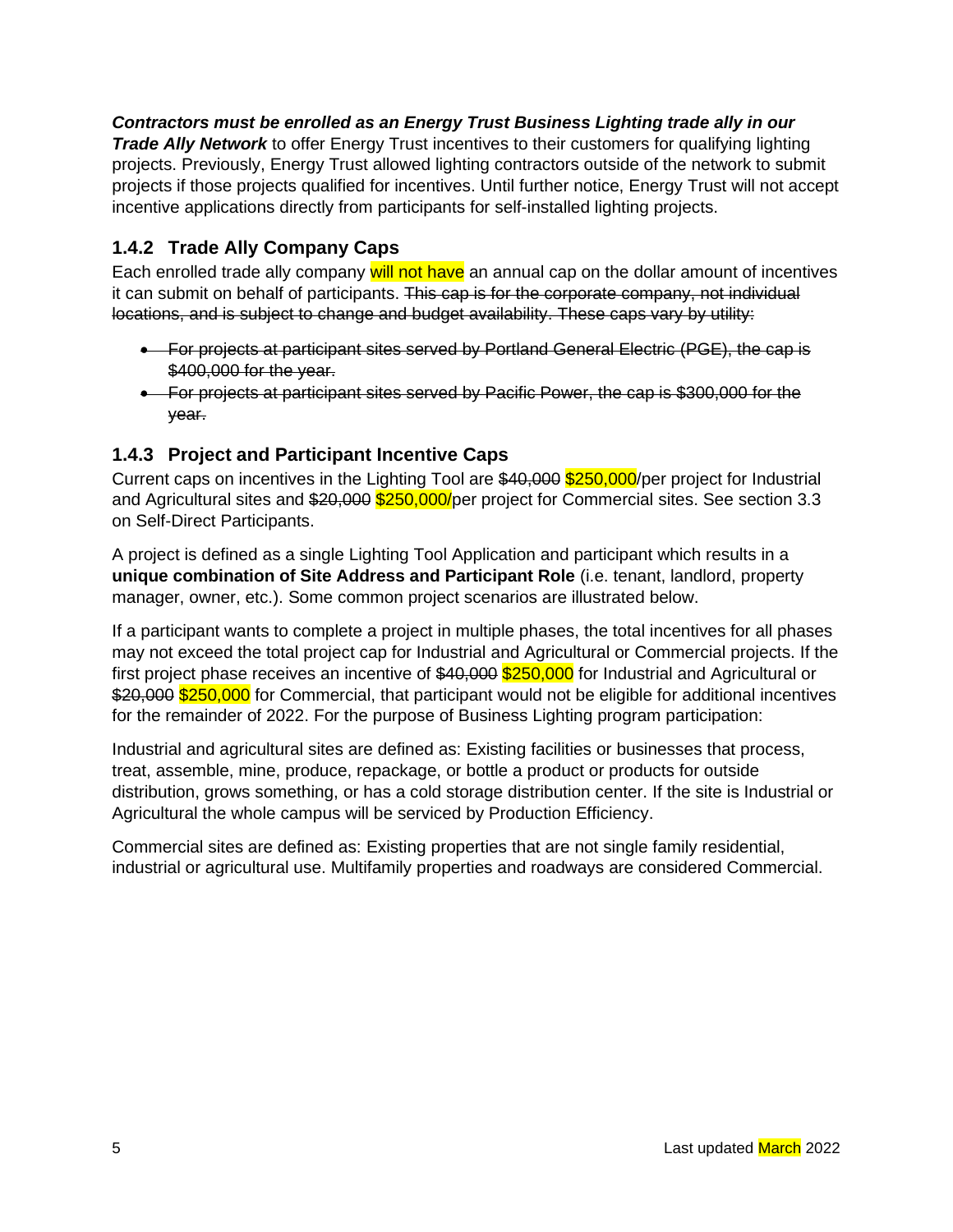***Contractors must be enrolled as an Energy Trust Business Lighting trade ally in our Trade Ally Network*** to offer Energy Trust incentives to their customers for qualifying lighting projects. Previously, Energy Trust allowed lighting contractors outside of the network to submit projects if those projects qualified for incentives. Until further notice, Energy Trust will not accept incentive applications directly from participants for self-installed lighting projects.

### 1.4.2 Trade Ally Company Caps

Each enrolled trade ally company will not have an annual cap on the dollar amount of incentives it can submit on behalf of participants. ~~This cap is for the corporate company, not individual locations, and is subject to change and budget availability. These caps vary by utility:~~

- ~~For projects at participant sites served by Portland General Electric (PGE), the cap is $400,000 for the year.~~
- ~~For projects at participant sites served by Pacific Power, the cap is $300,000 for the year.~~

### 1.4.3 Project and Participant Incentive Caps

Current caps on incentives in the Lighting Tool are ~~$40,000~~ $250,000/per project for Industrial and Agricultural sites and ~~$20,000~~ $250,000/per project for Commercial sites. See section 3.3 on Self-Direct Participants.

A project is defined as a single Lighting Tool Application and participant which results in a **unique combination of Site Address and Participant Role** (i.e. tenant, landlord, property manager, owner, etc.). Some common project scenarios are illustrated below.

If a participant wants to complete a project in multiple phases, the total incentives for all phases may not exceed the total project cap for Industrial and Agricultural or Commercial projects. If the first project phase receives an incentive of ~~$40,000~~ $250,000 for Industrial and Agricultural or ~~$20,000~~ $250,000 for Commercial, that participant would not be eligible for additional incentives for the remainder of 2022. For the purpose of Business Lighting program participation:

Industrial and agricultural sites are defined as: Existing facilities or businesses that process, treat, assemble, mine, produce, repackage, or bottle a product or products for outside distribution, grows something, or has a cold storage distribution center. If the site is Industrial or Agricultural the whole campus will be serviced by Production Efficiency.

Commercial sites are defined as: Existing properties that are not single family residential, industrial or agricultural use. Multifamily properties and roadways are considered Commercial.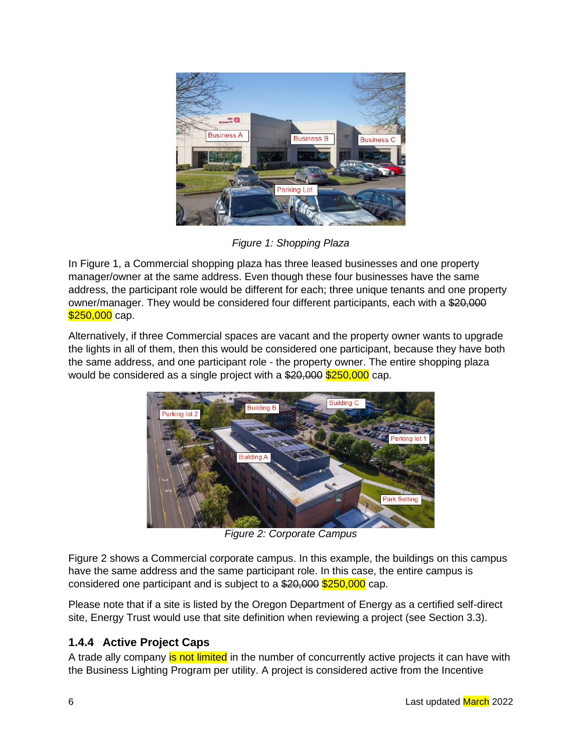Figure 1: Shopping Plaza

In Figure 1, a Commercial shopping plaza has three leased businesses and one property manager/owner at the same address. Even though these four businesses have the same address, the participant role would be different for each; three unique tenants and one property owner/manager. They would be considered four different participants, each with a ~~$20,000~~ $250,000 cap.

Alternatively, if three Commercial spaces are vacant and the property owner wants to upgrade the lights in all of them, then this would be considered one participant, because they have both the same address, and one participant role - the property owner. The entire shopping plaza would be considered as a single project with a ~~$20,000~~ $250,000 cap.

Figure 2: Corporate Campus

Figure 2 shows a Commercial corporate campus. In this example, the buildings on this campus have the same address and the same participant role. In this case, the entire campus is considered one participant and is subject to a ~~$20,000~~ $250,000 cap.

Please note that if a site is listed by the Oregon Department of Energy as a certified self-direct site, Energy Trust would use that site definition when reviewing a project (see Section 3.3).

### 1.4.4 Active Project Caps

A trade ally company is not limited in the number of concurrently active projects it can have with the Business Lighting Program per utility. A project is considered active from the Incentive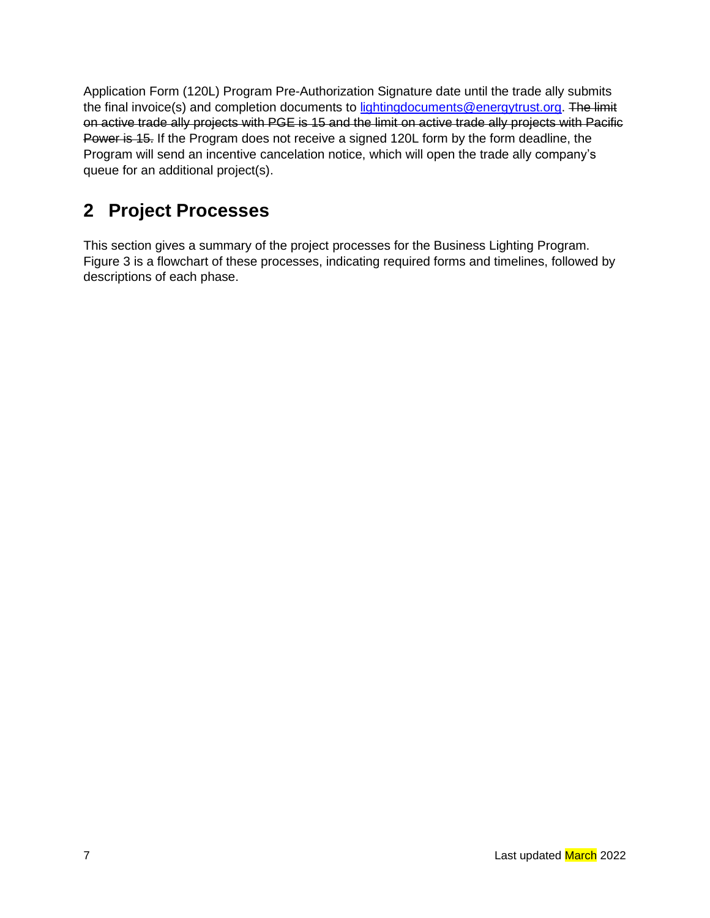Application Form (120L) Program Pre-Authorization Signature date until the trade ally submits the final invoice(s) and completion documents to [lightingdocuments@energytrust.org](mailto:lightingdocuments@energytrust.org). ~~The limit on active trade ally projects with PGE is 15 and the limit on active trade ally projects with Pacific Power is 15.~~ If the Program does not receive a signed 120L form by the form deadline, the Program will send an incentive cancelation notice, which will open the trade ally company's queue for an additional project(s).

# 2 Project Processes

This section gives a summary of the project processes for the Business Lighting Program. Figure 3 is a flowchart of these processes, indicating required forms and timelines, followed by descriptions of each phase.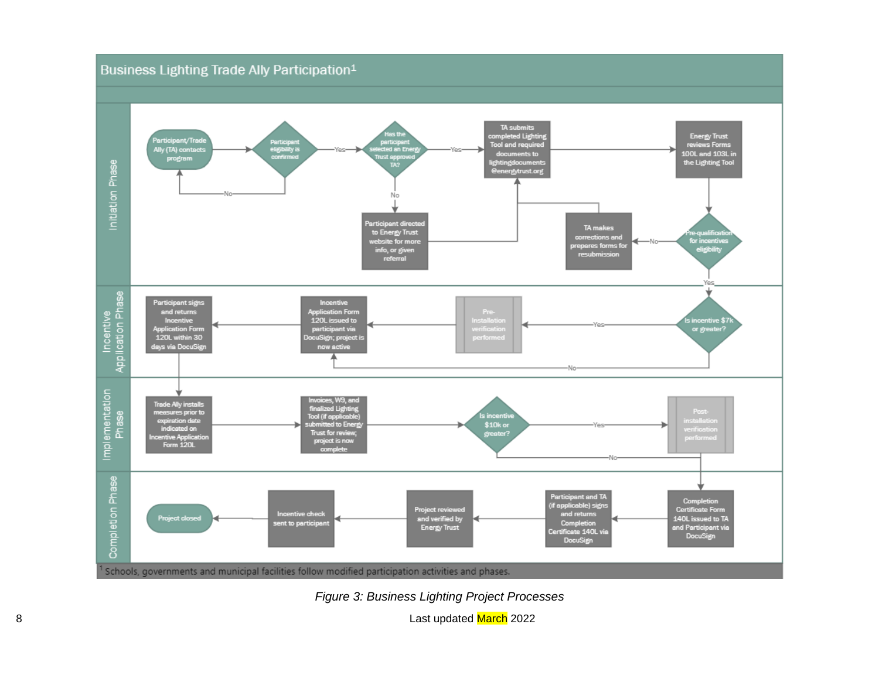## Business Lighting Trade Ally Participation[1]

### Initiation Phase

- Participant/Trade Ally (TA) contacts program
- Participant eligibility is confirmed
  - No → Participant/Trade Ally (TA) contacts program
  - Yes → Has the participant selected an Energy Trust approved TA?
    - No → Participant directed to Energy Trust website for more info, or given referral → TA submits completed Lighting Tool and required documents to lightingdocuments@energytrust.org
    - Yes → TA submits completed Lighting Tool and required documents to lightingdocuments@energytrust.org
- Energy Trust reviews Forms 100L and 103L in the Lighting Tool
- Pre-qualification for incentives eligibility
  - No → TA makes corrections and prepares forms for resubmission → TA submits completed Lighting Tool and required documents to lightingdocuments@energytrust.org
  - Yes → Is incentive $7k or greater?

### Incentive Application Phase

- Is incentive $7k or greater?
  - Yes → Pre-Installation verification performed → Incentive Application Form 120L issued to participant via DocuSign; project is now active
  - No → Incentive Application Form 120L issued to participant via DocuSign; project is now active
- Participant signs and returns Incentive Application Form 120L within 30 days via DocuSign

### Implementation Phase

- Trade Ally installs measures prior to expiration date indicated on Incentive Application Form 120L
- Invoices, W9, and finalized Lighting Tool (if applicable) submitted to Energy Trust for review; project is now complete
- Is incentive $10k or greater?
  - Yes → Post-installation verification performed → Completion Certificate Form 140L issued to TA and Participant via DocuSign
  - No → Completion Certificate Form 140L issued to TA and Participant via DocuSign

### Completion Phase

- Completion Certificate Form 140L issued to TA and Participant via DocuSign
- Participant and TA (if applicable) signs and returns Completion Certificate 140L via DocuSign
- Project reviewed and verified by Energy Trust
- Incentive check sent to participant
- Project closed

[1] Schools, governments and municipal facilities follow modified participation activities and phases.

*Figure 3: Business Lighting Project Processes*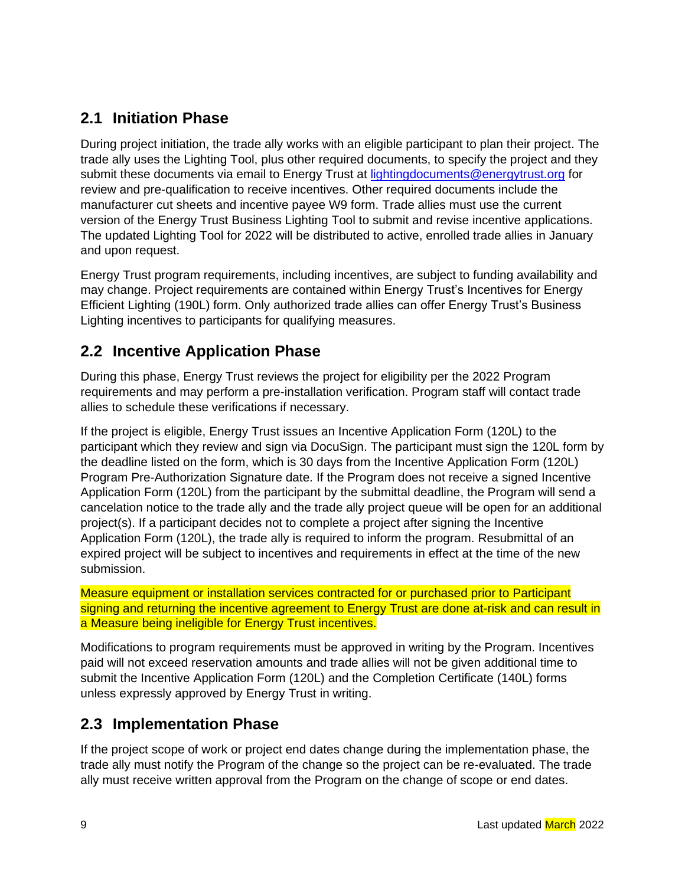## 2.1 Initiation Phase

During project initiation, the trade ally works with an eligible participant to plan their project. The trade ally uses the Lighting Tool, plus other required documents, to specify the project and they submit these documents via email to Energy Trust at lightingdocuments@energytrust.org for review and pre-qualification to receive incentives. Other required documents include the manufacturer cut sheets and incentive payee W9 form. Trade allies must use the current version of the Energy Trust Business Lighting Tool to submit and revise incentive applications. The updated Lighting Tool for 2022 will be distributed to active, enrolled trade allies in January and upon request.

Energy Trust program requirements, including incentives, are subject to funding availability and may change. Project requirements are contained within Energy Trust's Incentives for Energy Efficient Lighting (190L) form. Only authorized trade allies can offer Energy Trust's Business Lighting incentives to participants for qualifying measures.

## 2.2 Incentive Application Phase

During this phase, Energy Trust reviews the project for eligibility per the 2022 Program requirements and may perform a pre-installation verification. Program staff will contact trade allies to schedule these verifications if necessary.

If the project is eligible, Energy Trust issues an Incentive Application Form (120L) to the participant which they review and sign via DocuSign. The participant must sign the 120L form by the deadline listed on the form, which is 30 days from the Incentive Application Form (120L) Program Pre-Authorization Signature date. If the Program does not receive a signed Incentive Application Form (120L) from the participant by the submittal deadline, the Program will send a cancelation notice to the trade ally and the trade ally project queue will be open for an additional project(s). If a participant decides not to complete a project after signing the Incentive Application Form (120L), the trade ally is required to inform the program. Resubmittal of an expired project will be subject to incentives and requirements in effect at the time of the new submission.

Measure equipment or installation services contracted for or purchased prior to Participant signing and returning the incentive agreement to Energy Trust are done at-risk and can result in a Measure being ineligible for Energy Trust incentives.

Modifications to program requirements must be approved in writing by the Program. Incentives paid will not exceed reservation amounts and trade allies will not be given additional time to submit the Incentive Application Form (120L) and the Completion Certificate (140L) forms unless expressly approved by Energy Trust in writing.

## 2.3 Implementation Phase

If the project scope of work or project end dates change during the implementation phase, the trade ally must notify the Program of the change so the project can be re-evaluated. The trade ally must receive written approval from the Program on the change of scope or end dates.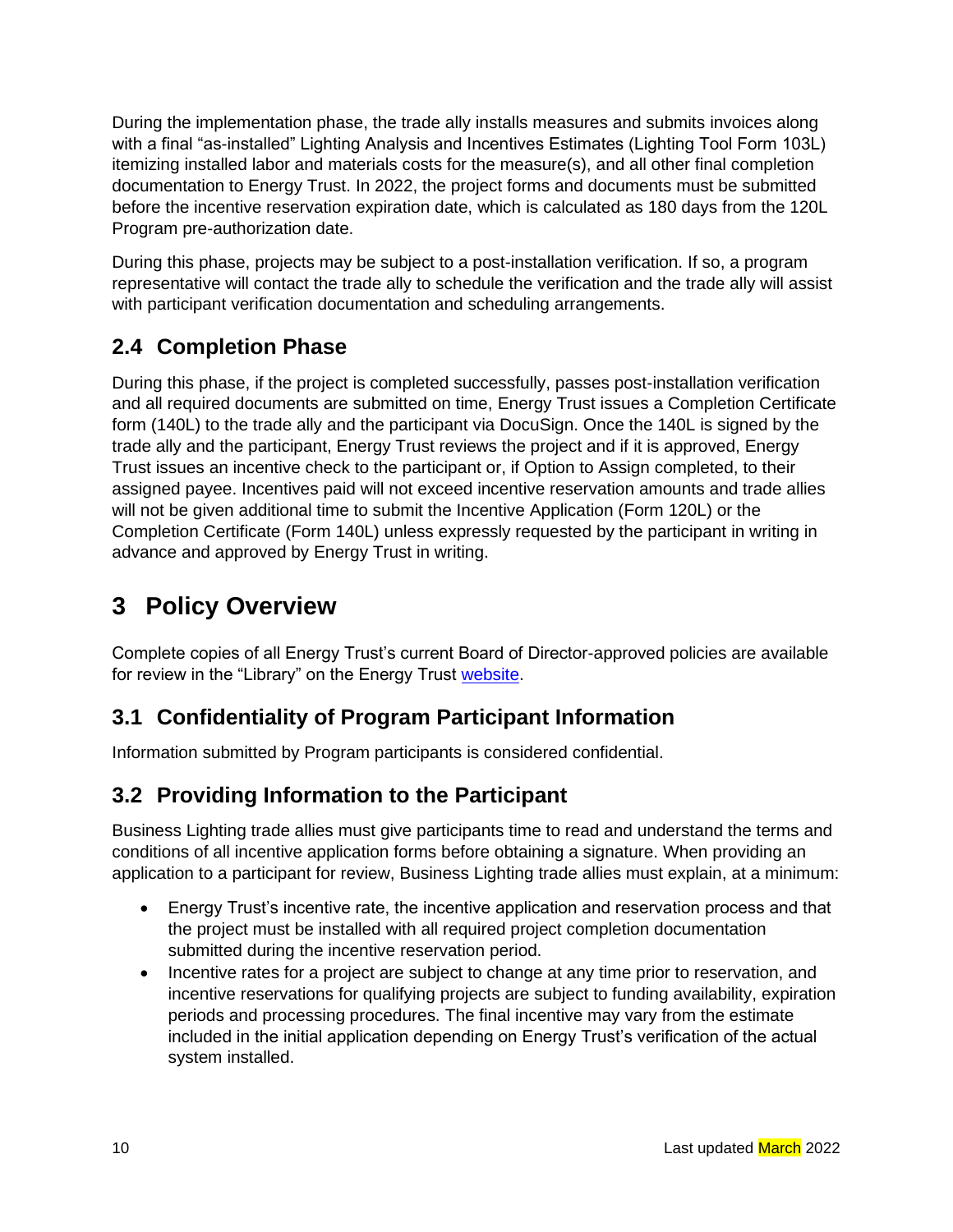During the implementation phase, the trade ally installs measures and submits invoices along with a final "as-installed" Lighting Analysis and Incentives Estimates (Lighting Tool Form 103L) itemizing installed labor and materials costs for the measure(s), and all other final completion documentation to Energy Trust. In 2022, the project forms and documents must be submitted before the incentive reservation expiration date, which is calculated as 180 days from the 120L Program pre-authorization date.

During this phase, projects may be subject to a post-installation verification. If so, a program representative will contact the trade ally to schedule the verification and the trade ally will assist with participant verification documentation and scheduling arrangements.

## 2.4 Completion Phase

During this phase, if the project is completed successfully, passes post-installation verification and all required documents are submitted on time, Energy Trust issues a Completion Certificate form (140L) to the trade ally and the participant via DocuSign. Once the 140L is signed by the trade ally and the participant, Energy Trust reviews the project and if it is approved, Energy Trust issues an incentive check to the participant or, if Option to Assign completed, to their assigned payee. Incentives paid will not exceed incentive reservation amounts and trade allies will not be given additional time to submit the Incentive Application (Form 120L) or the Completion Certificate (Form 140L) unless expressly requested by the participant in writing in advance and approved by Energy Trust in writing.

# 3 Policy Overview

Complete copies of all Energy Trust's current Board of Director-approved policies are available for review in the "Library" on the Energy Trust website.

## 3.1 Confidentiality of Program Participant Information

Information submitted by Program participants is considered confidential.

## 3.2 Providing Information to the Participant

Business Lighting trade allies must give participants time to read and understand the terms and conditions of all incentive application forms before obtaining a signature. When providing an application to a participant for review, Business Lighting trade allies must explain, at a minimum:

- Energy Trust's incentive rate, the incentive application and reservation process and that the project must be installed with all required project completion documentation submitted during the incentive reservation period.
- Incentive rates for a project are subject to change at any time prior to reservation, and incentive reservations for qualifying projects are subject to funding availability, expiration periods and processing procedures. The final incentive may vary from the estimate included in the initial application depending on Energy Trust's verification of the actual system installed.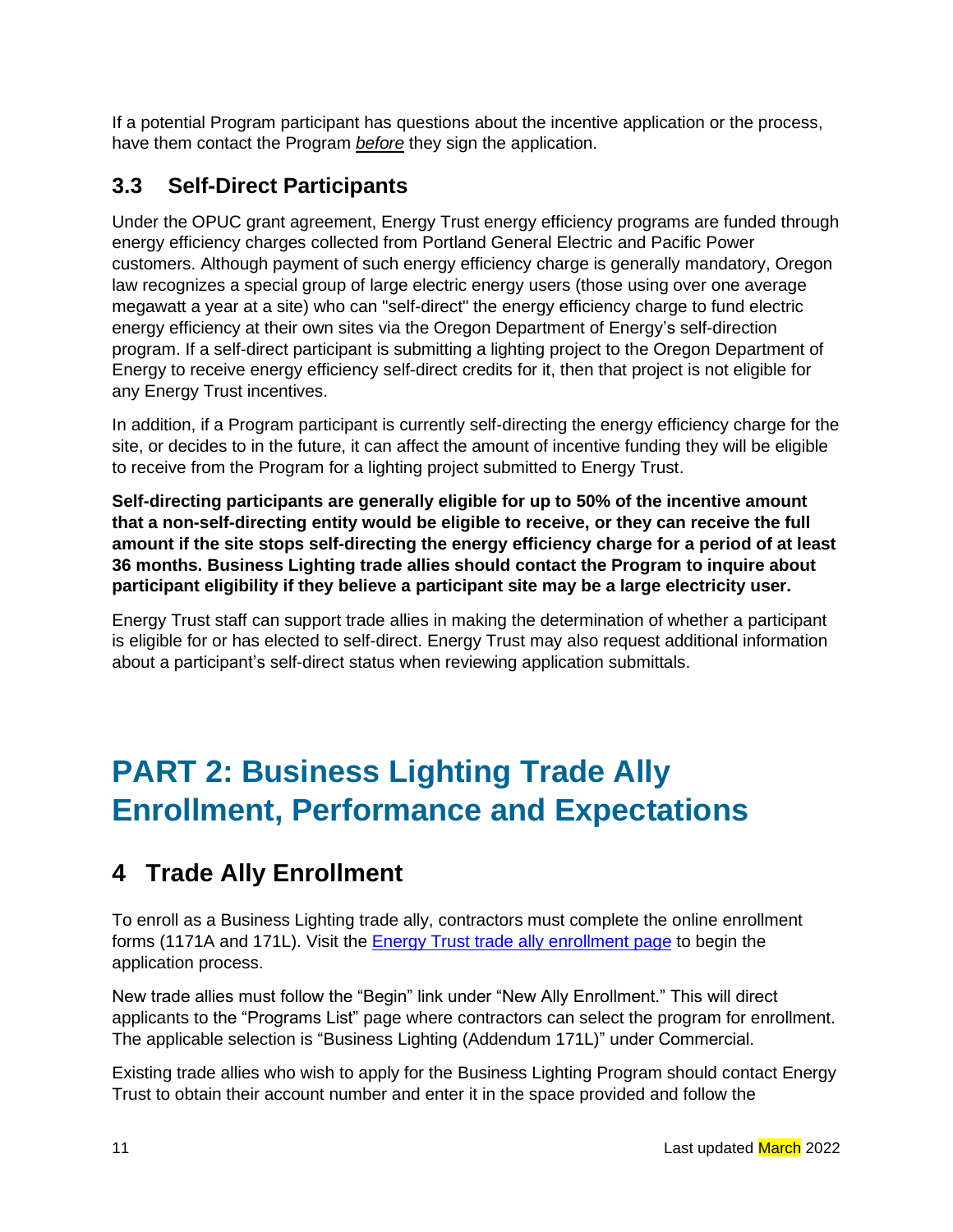If a potential Program participant has questions about the incentive application or the process, have them contact the Program ***before*** they sign the application.

## 3.3 Self-Direct Participants

Under the OPUC grant agreement, Energy Trust energy efficiency programs are funded through energy efficiency charges collected from Portland General Electric and Pacific Power customers. Although payment of such energy efficiency charge is generally mandatory, Oregon law recognizes a special group of large electric energy users (those using over one average megawatt a year at a site) who can "self-direct" the energy efficiency charge to fund electric energy efficiency at their own sites via the Oregon Department of Energy's self-direction program. If a self-direct participant is submitting a lighting project to the Oregon Department of Energy to receive energy efficiency self-direct credits for it, then that project is not eligible for any Energy Trust incentives.

In addition, if a Program participant is currently self-directing the energy efficiency charge for the site, or decides to in the future, it can affect the amount of incentive funding they will be eligible to receive from the Program for a lighting project submitted to Energy Trust.

**Self-directing participants are generally eligible for up to 50% of the incentive amount that a non-self-directing entity would be eligible to receive, or they can receive the full amount if the site stops self-directing the energy efficiency charge for a period of at least 36 months. Business Lighting trade allies should contact the Program to inquire about participant eligibility if they believe a participant site may be a large electricity user.**

Energy Trust staff can support trade allies in making the determination of whether a participant is eligible for or has elected to self-direct. Energy Trust may also request additional information about a participant's self-direct status when reviewing application submittals.

# PART 2: Business Lighting Trade Ally Enrollment, Performance and Expectations

## 4 Trade Ally Enrollment

To enroll as a Business Lighting trade ally, contractors must complete the online enrollment forms (1171A and 171L). Visit the Energy Trust trade ally enrollment page to begin the application process.

New trade allies must follow the "Begin" link under "New Ally Enrollment." This will direct applicants to the "Programs List" page where contractors can select the program for enrollment. The applicable selection is "Business Lighting (Addendum 171L)" under Commercial.

Existing trade allies who wish to apply for the Business Lighting Program should contact Energy Trust to obtain their account number and enter it in the space provided and follow the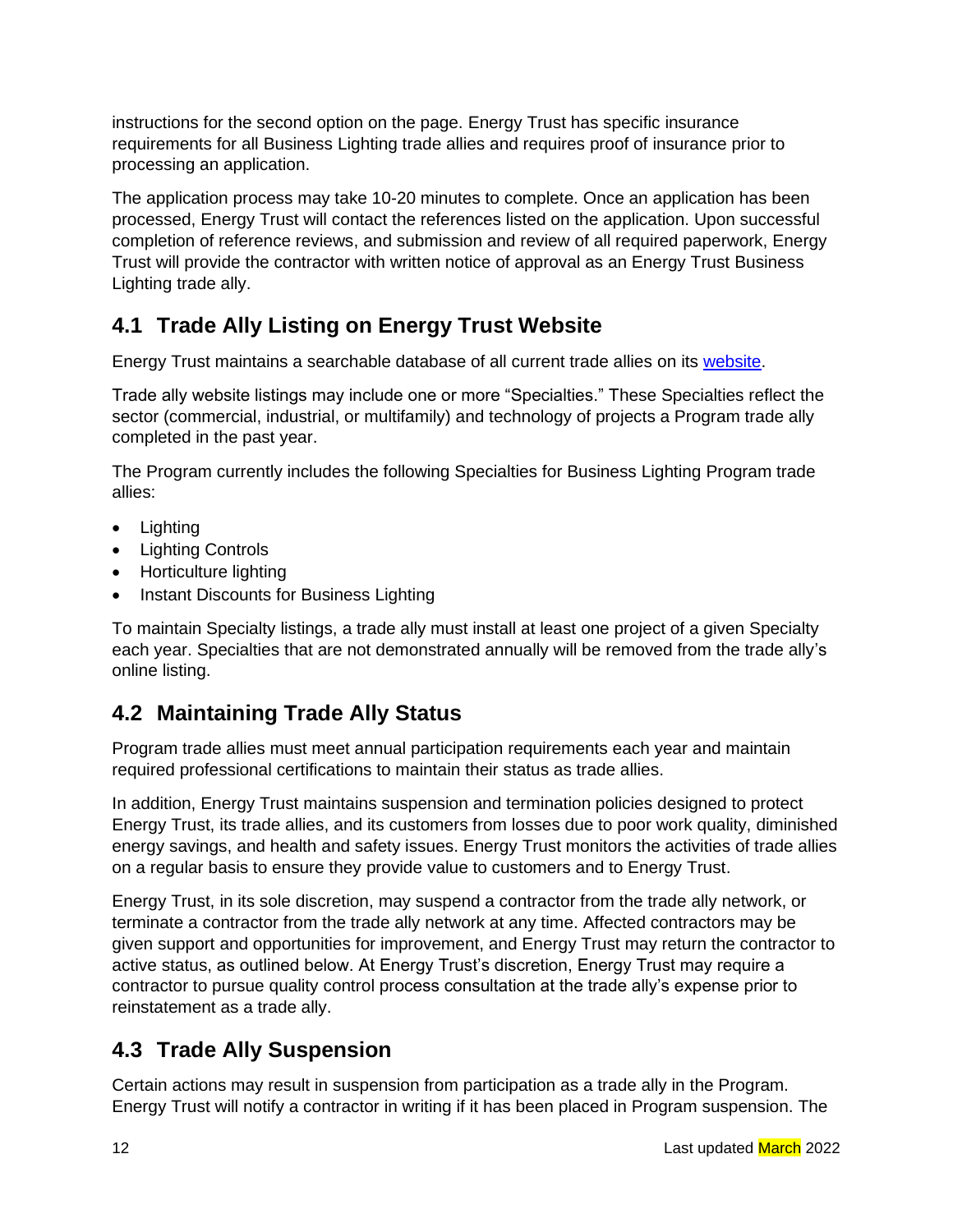instructions for the second option on the page. Energy Trust has specific insurance requirements for all Business Lighting trade allies and requires proof of insurance prior to processing an application.

The application process may take 10-20 minutes to complete. Once an application has been processed, Energy Trust will contact the references listed on the application. Upon successful completion of reference reviews, and submission and review of all required paperwork, Energy Trust will provide the contractor with written notice of approval as an Energy Trust Business Lighting trade ally.

## 4.1 Trade Ally Listing on Energy Trust Website

Energy Trust maintains a searchable database of all current trade allies on its website.

Trade ally website listings may include one or more "Specialties." These Specialties reflect the sector (commercial, industrial, or multifamily) and technology of projects a Program trade ally completed in the past year.

The Program currently includes the following Specialties for Business Lighting Program trade allies:

- Lighting
- Lighting Controls
- Horticulture lighting
- Instant Discounts for Business Lighting

To maintain Specialty listings, a trade ally must install at least one project of a given Specialty each year. Specialties that are not demonstrated annually will be removed from the trade ally's online listing.

## 4.2 Maintaining Trade Ally Status

Program trade allies must meet annual participation requirements each year and maintain required professional certifications to maintain their status as trade allies.

In addition, Energy Trust maintains suspension and termination policies designed to protect Energy Trust, its trade allies, and its customers from losses due to poor work quality, diminished energy savings, and health and safety issues. Energy Trust monitors the activities of trade allies on a regular basis to ensure they provide value to customers and to Energy Trust.

Energy Trust, in its sole discretion, may suspend a contractor from the trade ally network, or terminate a contractor from the trade ally network at any time. Affected contractors may be given support and opportunities for improvement, and Energy Trust may return the contractor to active status, as outlined below. At Energy Trust's discretion, Energy Trust may require a contractor to pursue quality control process consultation at the trade ally's expense prior to reinstatement as a trade ally.

## 4.3 Trade Ally Suspension

Certain actions may result in suspension from participation as a trade ally in the Program. Energy Trust will notify a contractor in writing if it has been placed in Program suspension. The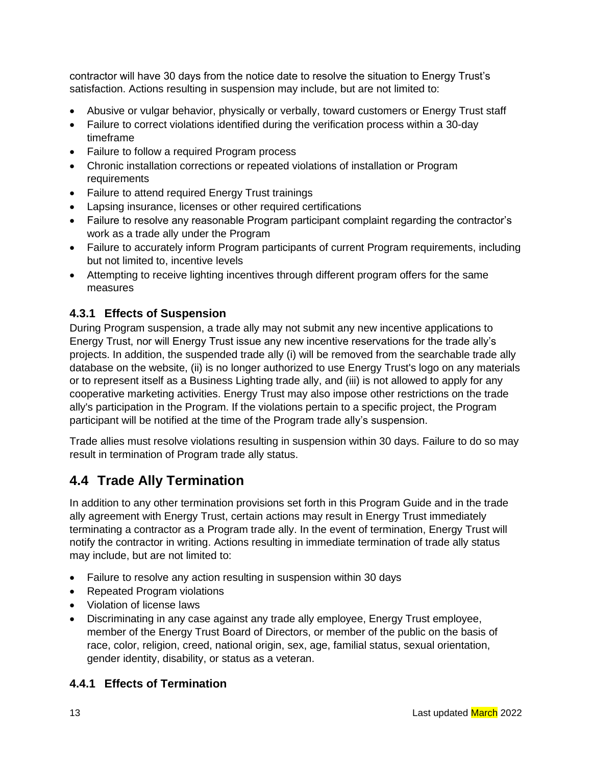contractor will have 30 days from the notice date to resolve the situation to Energy Trust's satisfaction. Actions resulting in suspension may include, but are not limited to:

- Abusive or vulgar behavior, physically or verbally, toward customers or Energy Trust staff
- Failure to correct violations identified during the verification process within a 30-day timeframe
- Failure to follow a required Program process
- Chronic installation corrections or repeated violations of installation or Program requirements
- Failure to attend required Energy Trust trainings
- Lapsing insurance, licenses or other required certifications
- Failure to resolve any reasonable Program participant complaint regarding the contractor's work as a trade ally under the Program
- Failure to accurately inform Program participants of current Program requirements, including but not limited to, incentive levels
- Attempting to receive lighting incentives through different program offers for the same measures

### 4.3.1 Effects of Suspension

During Program suspension, a trade ally may not submit any new incentive applications to Energy Trust, nor will Energy Trust issue any new incentive reservations for the trade ally's projects. In addition, the suspended trade ally (i) will be removed from the searchable trade ally database on the website, (ii) is no longer authorized to use Energy Trust's logo on any materials or to represent itself as a Business Lighting trade ally, and (iii) is not allowed to apply for any cooperative marketing activities. Energy Trust may also impose other restrictions on the trade ally's participation in the Program. If the violations pertain to a specific project, the Program participant will be notified at the time of the Program trade ally's suspension.

Trade allies must resolve violations resulting in suspension within 30 days. Failure to do so may result in termination of Program trade ally status.

## 4.4 Trade Ally Termination

In addition to any other termination provisions set forth in this Program Guide and in the trade ally agreement with Energy Trust, certain actions may result in Energy Trust immediately terminating a contractor as a Program trade ally. In the event of termination, Energy Trust will notify the contractor in writing. Actions resulting in immediate termination of trade ally status may include, but are not limited to:

- Failure to resolve any action resulting in suspension within 30 days
- Repeated Program violations
- Violation of license laws
- Discriminating in any case against any trade ally employee, Energy Trust employee, member of the Energy Trust Board of Directors, or member of the public on the basis of race, color, religion, creed, national origin, sex, age, familial status, sexual orientation, gender identity, disability, or status as a veteran.

### 4.4.1 Effects of Termination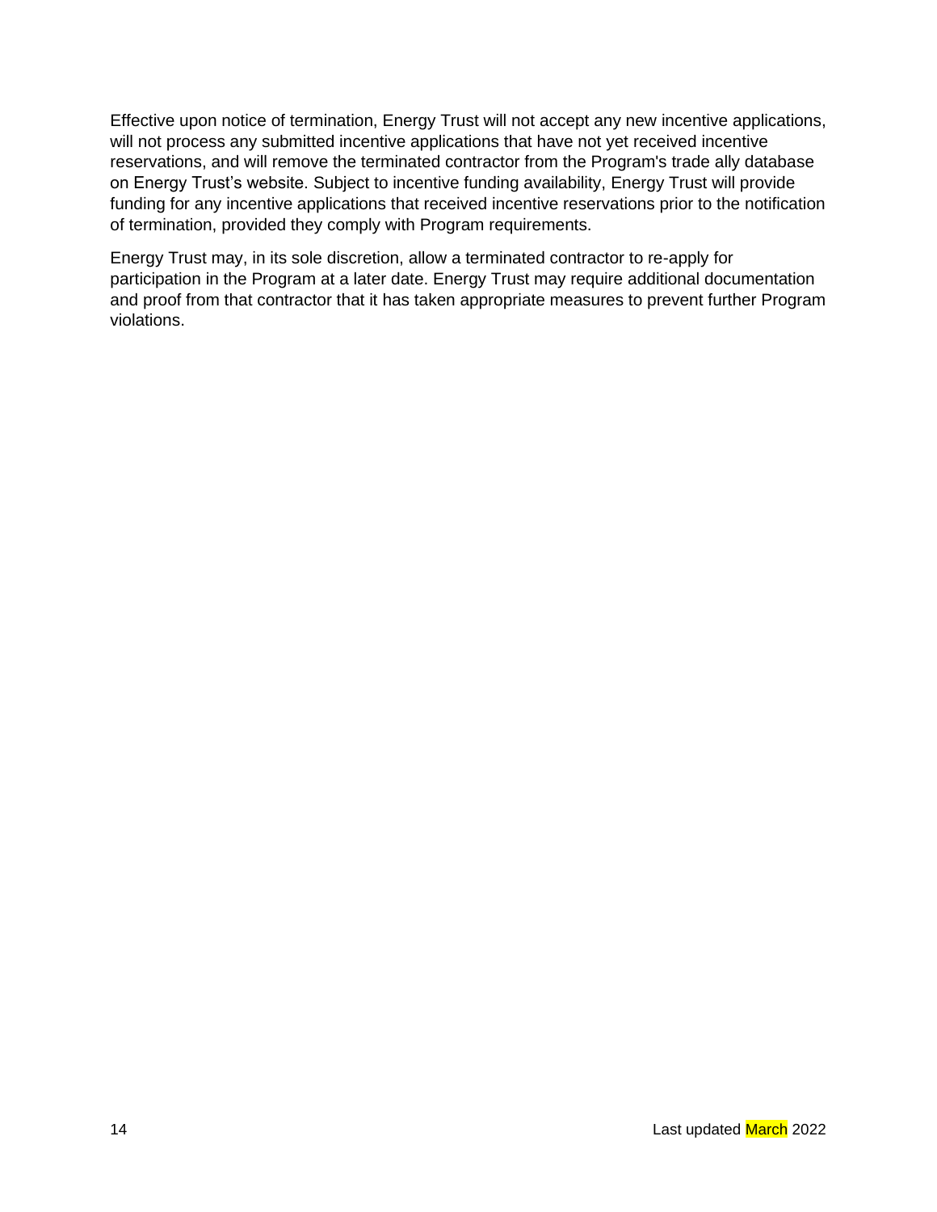Effective upon notice of termination, Energy Trust will not accept any new incentive applications, will not process any submitted incentive applications that have not yet received incentive reservations, and will remove the terminated contractor from the Program's trade ally database on Energy Trust's website. Subject to incentive funding availability, Energy Trust will provide funding for any incentive applications that received incentive reservations prior to the notification of termination, provided they comply with Program requirements.

Energy Trust may, in its sole discretion, allow a terminated contractor to re-apply for participation in the Program at a later date. Energy Trust may require additional documentation and proof from that contractor that it has taken appropriate measures to prevent further Program violations.